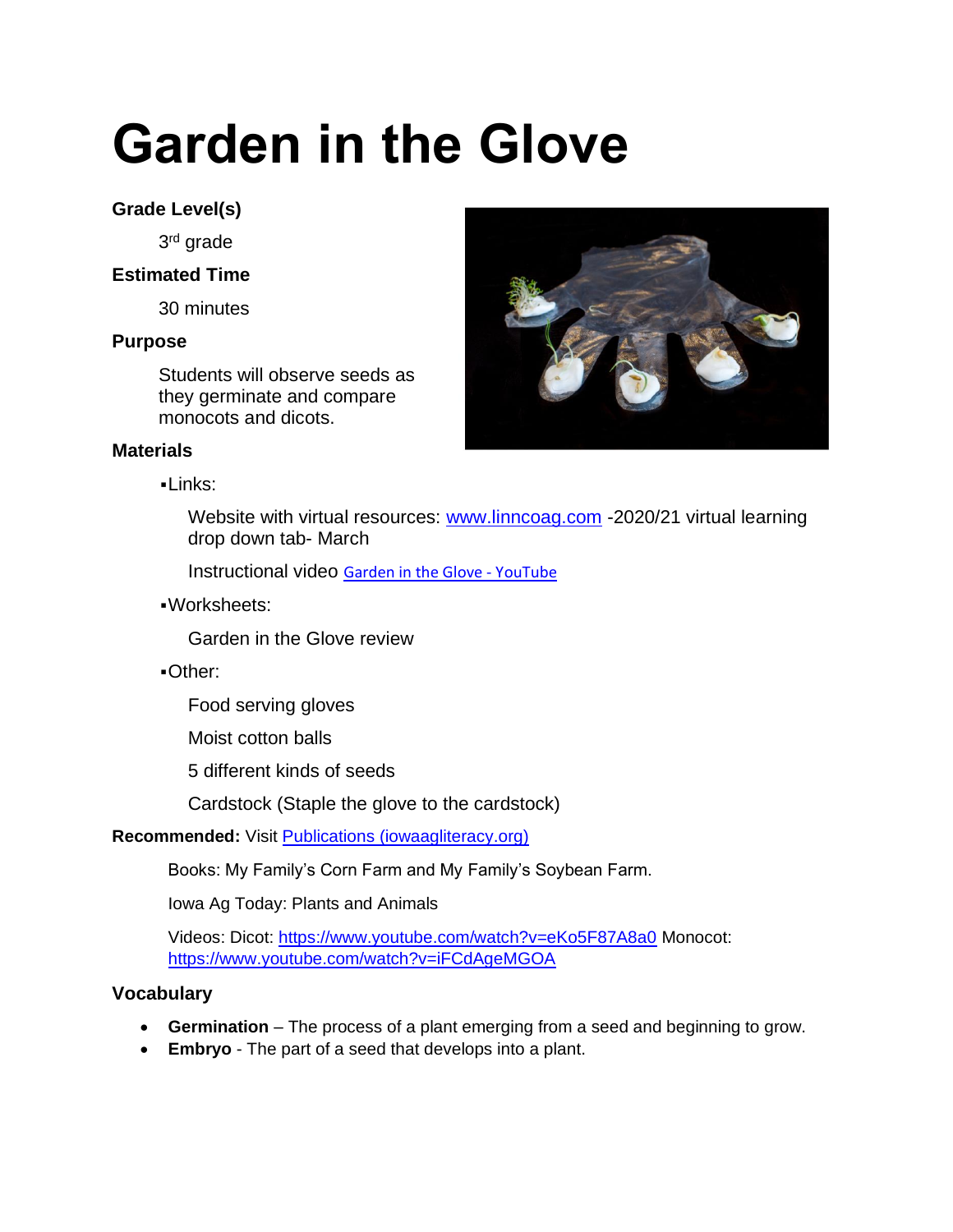# Garden in the Glove

**Grade Level(s)**

3rd grade

**Estimated Time**

30 minutes

**Purpose**

Students will observe seeds as they germinate and compare monocots and dicots.

**Materials**

▪Links:

Website with virtual resources: [www.linncoag.com](http://www.linncoag.com) -2020/21 virtual learning drop down tab- March

Instructional video [Garden in the Glove - YouTube]()

▪Worksheets:

Garden in the Glove review

▪Other:

Food serving gloves

Moist cotton balls

5 different kinds of seeds

Cardstock (Staple the glove to the cardstock)

**Recommended:** Visit [Publications (iowaagliteracy.org)]()

Books: My Family's Corn Farm and My Family's Soybean Farm.

Iowa Ag Today: Plants and Animals

Videos: Dicot: [https://www.youtube.com/watch?v=eKo5F87A8a0](https://www.youtube.com/watch?v=eKo5F87A8a0) Monocot: [https://www.youtube.com/watch?v=iFCdAgeMGOA](https://www.youtube.com/watch?v=iFCdAgeMGOA)

**Vocabulary**

- **Germination** – The process of a plant emerging from a seed and beginning to grow.
- **Embryo** - The part of a seed that develops into a plant.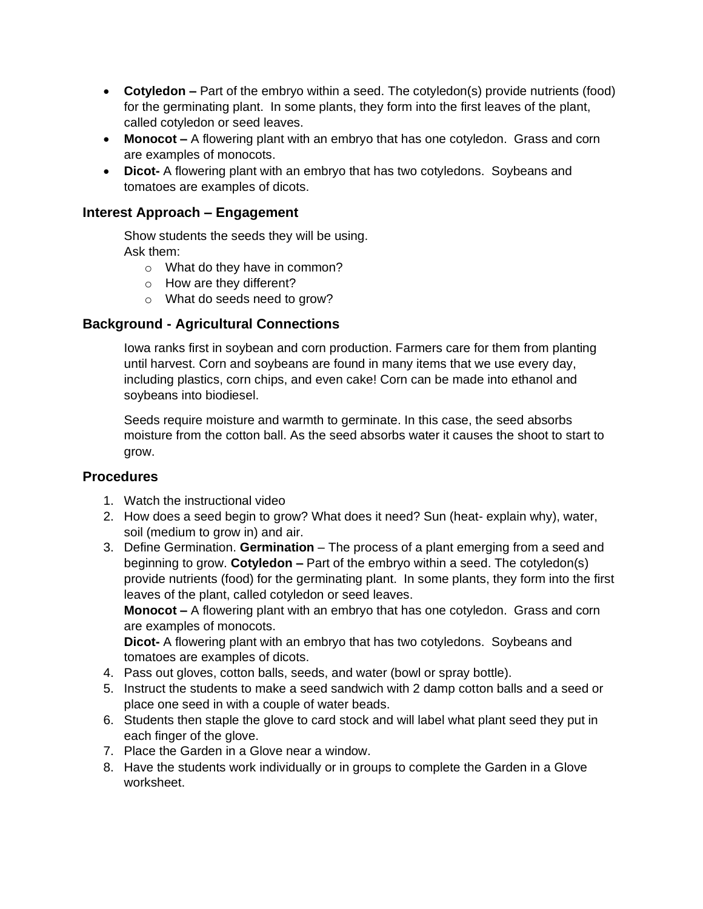- **Cotyledon –** Part of the embryo within a seed. The cotyledon(s) provide nutrients (food) for the germinating plant. In some plants, they form into the first leaves of the plant, called cotyledon or seed leaves.
- **Monocot –** A flowering plant with an embryo that has one cotyledon. Grass and corn are examples of monocots.
- **Dicot-** A flowering plant with an embryo that has two cotyledons. Soybeans and tomatoes are examples of dicots.

## Interest Approach – Engagement

Show students the seeds they will be using.
Ask them:

- What do they have in common?
- How are they different?
- What do seeds need to grow?

## Background - Agricultural Connections

Iowa ranks first in soybean and corn production. Farmers care for them from planting until harvest. Corn and soybeans are found in many items that we use every day, including plastics, corn chips, and even cake! Corn can be made into ethanol and soybeans into biodiesel.

Seeds require moisture and warmth to germinate. In this case, the seed absorbs moisture from the cotton ball. As the seed absorbs water it causes the shoot to start to grow.

## Procedures

1. Watch the instructional video
2. How does a seed begin to grow? What does it need? Sun (heat- explain why), water, soil (medium to grow in) and air.
3. Define Germination. **Germination** – The process of a plant emerging from a seed and beginning to grow. **Cotyledon –** Part of the embryo within a seed. The cotyledon(s) provide nutrients (food) for the germinating plant. In some plants, they form into the first leaves of the plant, called cotyledon or seed leaves.
   **Monocot –** A flowering plant with an embryo that has one cotyledon. Grass and corn are examples of monocots.
   **Dicot-** A flowering plant with an embryo that has two cotyledons. Soybeans and tomatoes are examples of dicots.
4. Pass out gloves, cotton balls, seeds, and water (bowl or spray bottle).
5. Instruct the students to make a seed sandwich with 2 damp cotton balls and a seed or place one seed in with a couple of water beads.
6. Students then staple the glove to card stock and will label what plant seed they put in each finger of the glove.
7. Place the Garden in a Glove near a window.
8. Have the students work individually or in groups to complete the Garden in a Glove worksheet.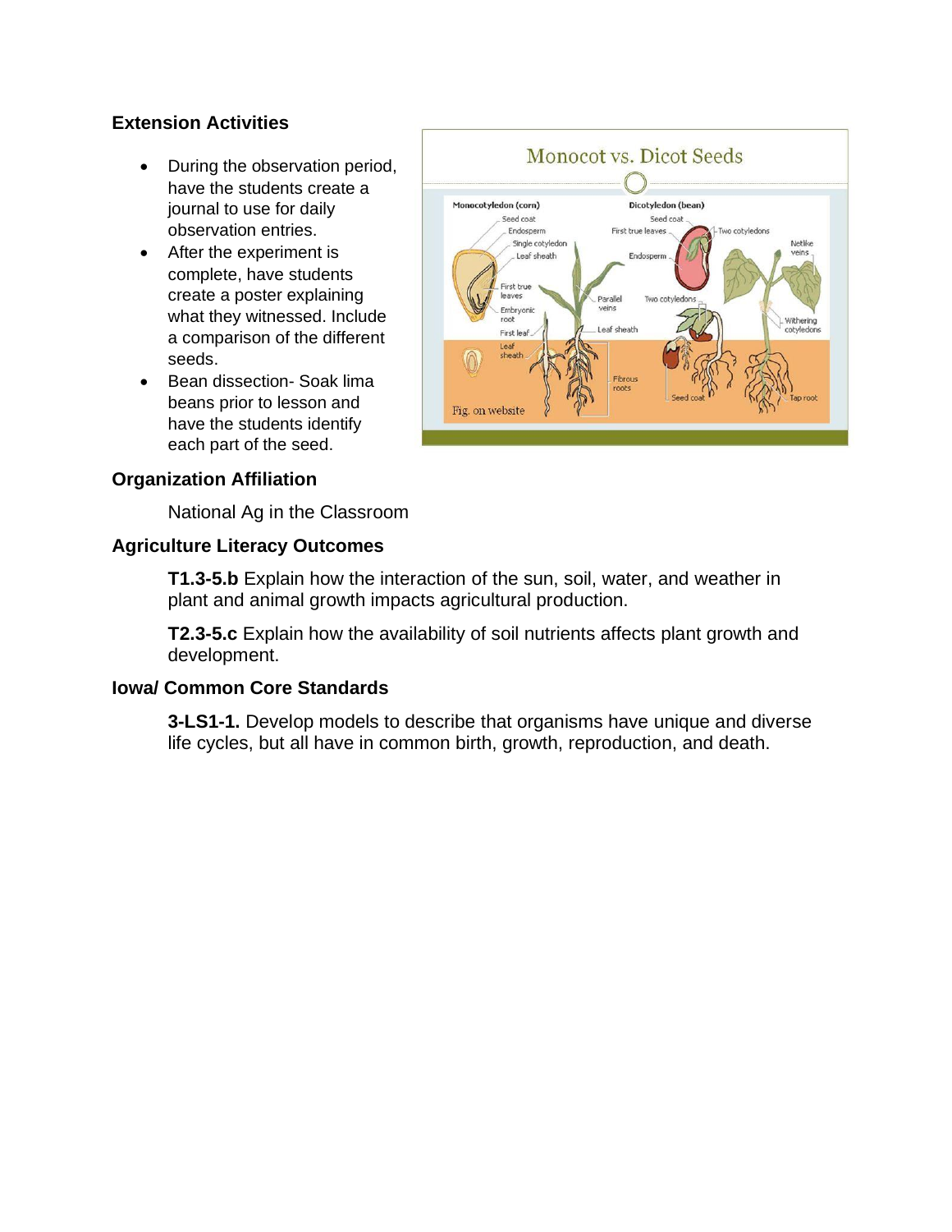### Extension Activities

- During the observation period, have the students create a journal to use for daily observation entries.
- After the experiment is complete, have students create a poster explaining what they witnessed. Include a comparison of the different seeds.
- Bean dissection- Soak lima beans prior to lesson and have the students identify each part of the seed.

Monocot vs. Dicot Seeds

Monocotyledon (corn)

Seed coat
Endosperm
Single cotyledon
Leaf sheath
First true leaves
Embryonic root
First leaf
Leaf sheath
Parallel veins
Leaf sheath
Fibrous roots

Dicotyledon (bean)

Seed coat
First true leaves
Two cotyledons
Endosperm
Netlike veins
Two cotyledons
Withering cotyledons
Seed coat
Tap root

Fig. on website

### Organization Affiliation

National Ag in the Classroom

### Agriculture Literacy Outcomes

**T1.3-5.b** Explain how the interaction of the sun, soil, water, and weather in plant and animal growth impacts agricultural production.

**T2.3-5.c** Explain how the availability of soil nutrients affects plant growth and development.

### Iowa/ Common Core Standards

**3-LS1-1.** Develop models to describe that organisms have unique and diverse life cycles, but all have in common birth, growth, reproduction, and death.